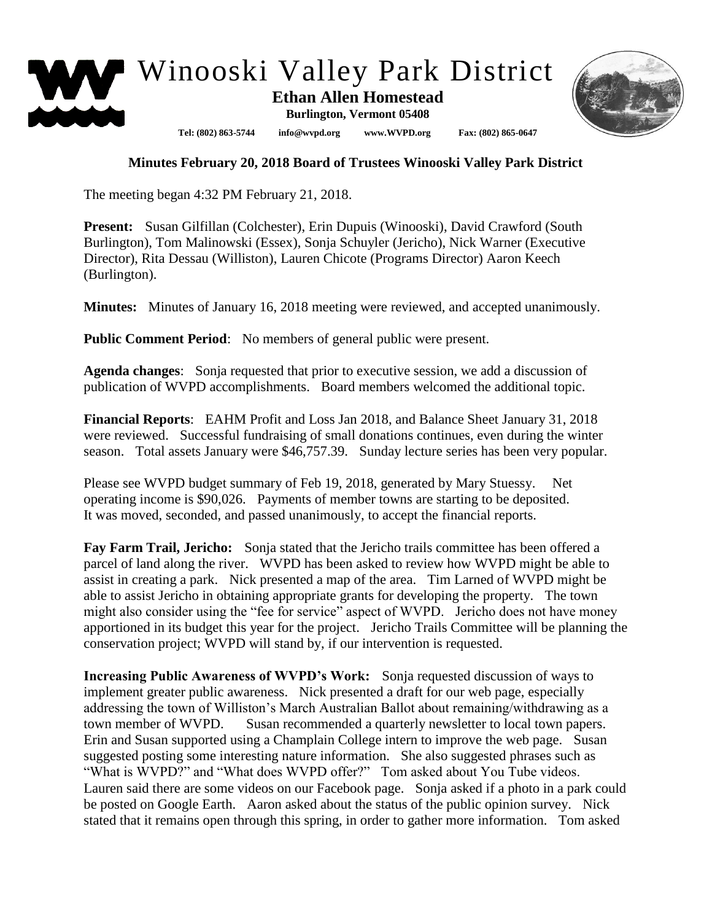# Winooski Valley Park District

**Ethan Allen Homestead**

**Burlington, Vermont 05408**

**Tel: (802) 863-5744 info@wvpd.org www.WVPD.org Fax: (802) 865-0647**

## Minutes February 20, 2018 Board of Trustees Winooski Valley Park District

The meeting began 4:32 PM February 21, 2018.

**Present:** Susan Gilfillan (Colchester), Erin Dupuis (Winooski), David Crawford (South Burlington), Tom Malinowski (Essex), Sonja Schuyler (Jericho), Nick Warner (Executive Director), Rita Dessau (Williston), Lauren Chicote (Programs Director) Aaron Keech (Burlington).

**Minutes:** Minutes of January 16, 2018 meeting were reviewed, and accepted unanimously.

**Public Comment Period**: No members of general public were present.

**Agenda changes**: Sonja requested that prior to executive session, we add a discussion of publication of WVPD accomplishments. Board members welcomed the additional topic.

**Financial Reports**: EAHM Profit and Loss Jan 2018, and Balance Sheet January 31, 2018 were reviewed. Successful fundraising of small donations continues, even during the winter season. Total assets January were $46,757.39. Sunday lecture series has been very popular.

Please see WVPD budget summary of Feb 19, 2018, generated by Mary Stuessy. Net operating income is $90,026. Payments of member towns are starting to be deposited. It was moved, seconded, and passed unanimously, to accept the financial reports.

**Fay Farm Trail, Jericho:** Sonja stated that the Jericho trails committee has been offered a parcel of land along the river. WVPD has been asked to review how WVPD might be able to assist in creating a park. Nick presented a map of the area. Tim Larned of WVPD might be able to assist Jericho in obtaining appropriate grants for developing the property. The town might also consider using the "fee for service" aspect of WVPD. Jericho does not have money apportioned in its budget this year for the project. Jericho Trails Committee will be planning the conservation project; WVPD will stand by, if our intervention is requested.

**Increasing Public Awareness of WVPD's Work:** Sonja requested discussion of ways to implement greater public awareness. Nick presented a draft for our web page, especially addressing the town of Williston's March Australian Ballot about remaining/withdrawing as a town member of WVPD. Susan recommended a quarterly newsletter to local town papers. Erin and Susan supported using a Champlain College intern to improve the web page. Susan suggested posting some interesting nature information. She also suggested phrases such as "What is WVPD?" and "What does WVPD offer?" Tom asked about You Tube videos. Lauren said there are some videos on our Facebook page. Sonja asked if a photo in a park could be posted on Google Earth. Aaron asked about the status of the public opinion survey. Nick stated that it remains open through this spring, in order to gather more information. Tom asked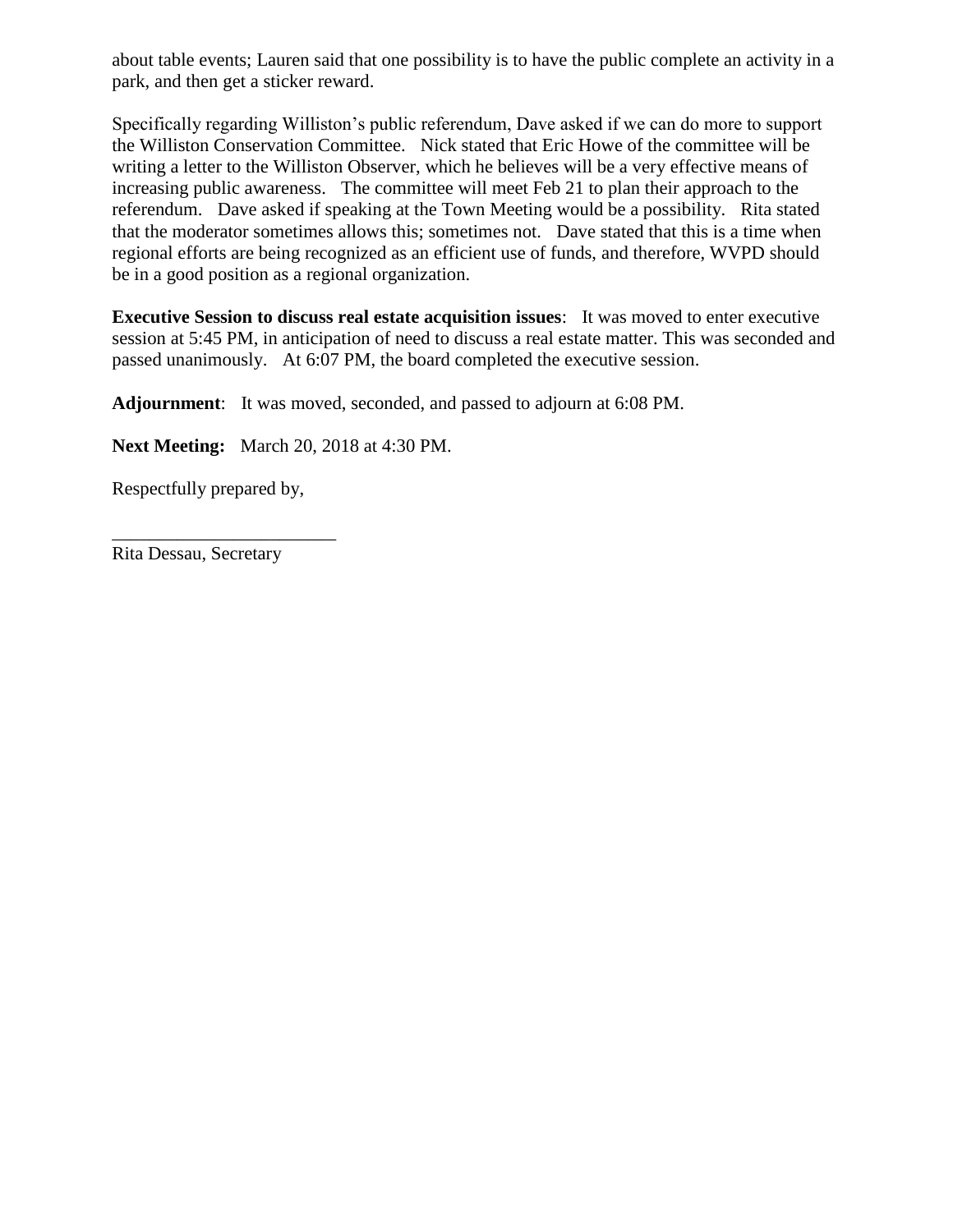about table events; Lauren said that one possibility is to have the public complete an activity in a park, and then get a sticker reward.

Specifically regarding Williston's public referendum, Dave asked if we can do more to support the Williston Conservation Committee. Nick stated that Eric Howe of the committee will be writing a letter to the Williston Observer, which he believes will be a very effective means of increasing public awareness. The committee will meet Feb 21 to plan their approach to the referendum. Dave asked if speaking at the Town Meeting would be a possibility. Rita stated that the moderator sometimes allows this; sometimes not. Dave stated that this is a time when regional efforts are being recognized as an efficient use of funds, and therefore, WVPD should be in a good position as a regional organization.

**Executive Session to discuss real estate acquisition issues**: It was moved to enter executive session at 5:45 PM, in anticipation of need to discuss a real estate matter. This was seconded and passed unanimously. At 6:07 PM, the board completed the executive session.

**Adjournment**: It was moved, seconded, and passed to adjourn at 6:08 PM.

**Next Meeting:** March 20, 2018 at 4:30 PM.

Respectfully prepared by,

\_\_\_\_\_\_\_\_\_\_\_\_\_\_\_\_\_\_\_\_\_\_\_\_\_

Rita Dessau, Secretary